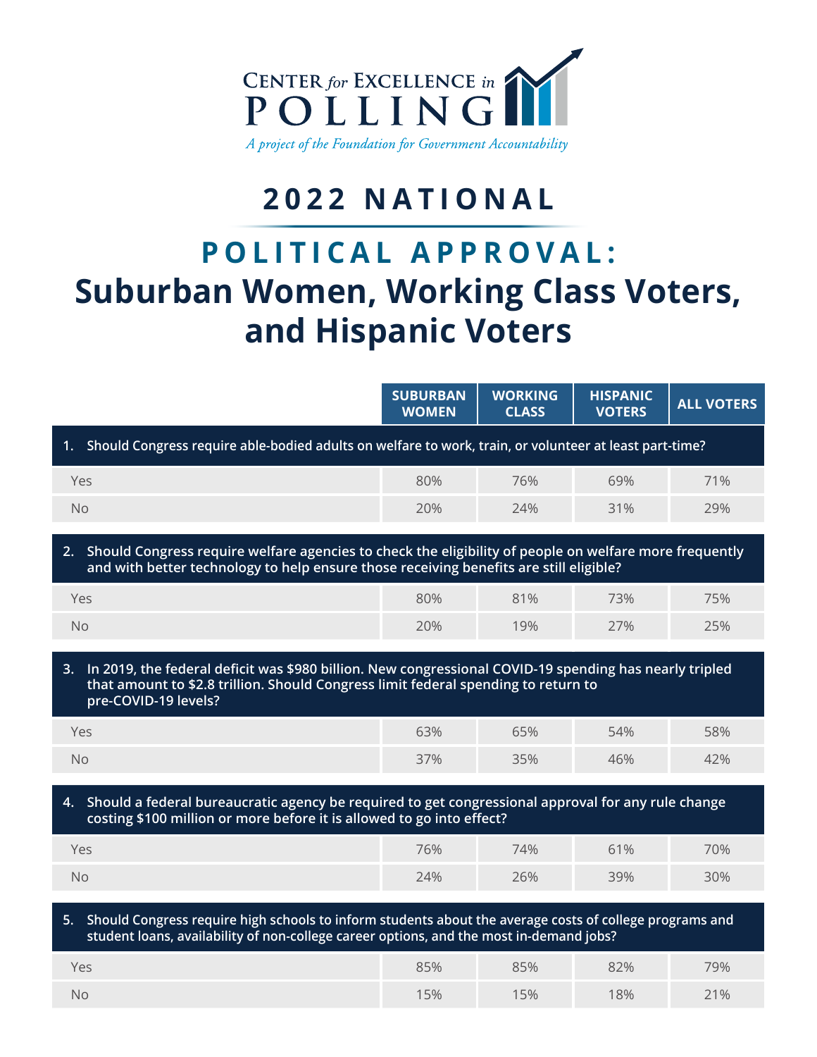CENTER *for* EXCELLENCE *in* POLLING

*A project of the Foundation for Government Accountability*

# 2022 NATIONAL

## POLITICAL APPROVAL: Suburban Women, Working Class Voters, and Hispanic Voters

| | SUBURBAN WOMEN | WORKING CLASS | HISPANIC VOTERS | ALL VOTERS |
|---|---|---|---|---|
| **1. Should Congress require able-bodied adults on welfare to work, train, or volunteer at least part-time?** | | | | |
| Yes | 80% | 76% | 69% | 71% |
| No | 20% | 24% | 31% | 29% |
| **2. Should Congress require welfare agencies to check the eligibility of people on welfare more frequently and with better technology to help ensure those receiving benefits are still eligible?** | | | | |
| Yes | 80% | 81% | 73% | 75% |
| No | 20% | 19% | 27% | 25% |
| **3. In 2019, the federal deficit was $980 billion. New congressional COVID-19 spending has nearly tripled that amount to $2.8 trillion. Should Congress limit federal spending to return to pre-COVID-19 levels?** | | | | |
| Yes | 63% | 65% | 54% | 58% |
| No | 37% | 35% | 46% | 42% |
| **4. Should a federal bureaucratic agency be required to get congressional approval for any rule change costing $100 million or more before it is allowed to go into effect?** | | | | |
| Yes | 76% | 74% | 61% | 70% |
| No | 24% | 26% | 39% | 30% |
| **5. Should Congress require high schools to inform students about the average costs of college programs and student loans, availability of non-college career options, and the most in-demand jobs?** | | | | |
| Yes | 85% | 85% | 82% | 79% |
| No | 15% | 15% | 18% | 21% |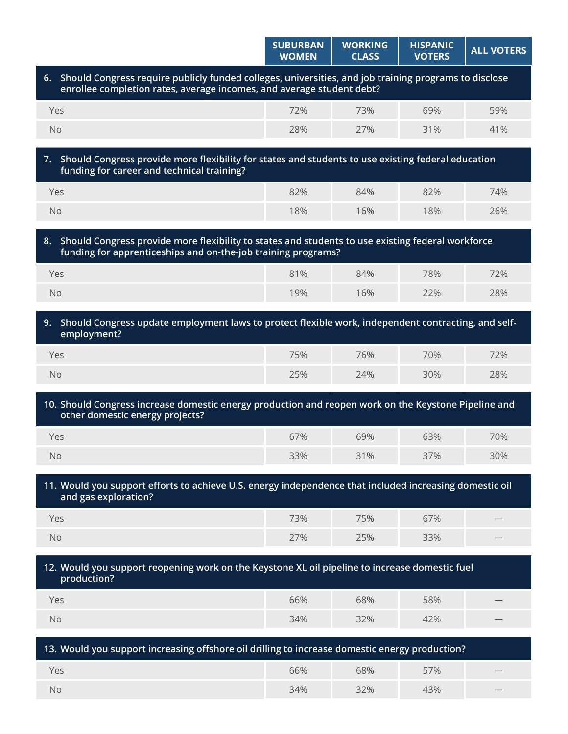| | SUBURBAN WOMEN | WORKING CLASS | HISPANIC VOTERS | ALL VOTERS |
|---|---|---|---|---|
| **6. Should Congress require publicly funded colleges, universities, and job training programs to disclose enrollee completion rates, average incomes, and average student debt?** | | | | |
| Yes | 72% | 73% | 69% | 59% |
| No | 28% | 27% | 31% | 41% |
| **7. Should Congress provide more flexibility for states and students to use existing federal education funding for career and technical training?** | | | | |
| Yes | 82% | 84% | 82% | 74% |
| No | 18% | 16% | 18% | 26% |
| **8. Should Congress provide more flexibility to states and students to use existing federal workforce funding for apprenticeships and on-the-job training programs?** | | | | |
| Yes | 81% | 84% | 78% | 72% |
| No | 19% | 16% | 22% | 28% |
| **9. Should Congress update employment laws to protect flexible work, independent contracting, and self-employment?** | | | | |
| Yes | 75% | 76% | 70% | 72% |
| No | 25% | 24% | 30% | 28% |
| **10. Should Congress increase domestic energy production and reopen work on the Keystone Pipeline and other domestic energy projects?** | | | | |
| Yes | 67% | 69% | 63% | 70% |
| No | 33% | 31% | 37% | 30% |
| **11. Would you support efforts to achieve U.S. energy independence that included increasing domestic oil and gas exploration?** | | | | |
| Yes | 73% | 75% | 67% | — |
| No | 27% | 25% | 33% | — |
| **12. Would you support reopening work on the Keystone XL oil pipeline to increase domestic fuel production?** | | | | |
| Yes | 66% | 68% | 58% | — |
| No | 34% | 32% | 42% | — |
| **13. Would you support increasing offshore oil drilling to increase domestic energy production?** | | | | |
| Yes | 66% | 68% | 57% | — |
| No | 34% | 32% | 43% | — |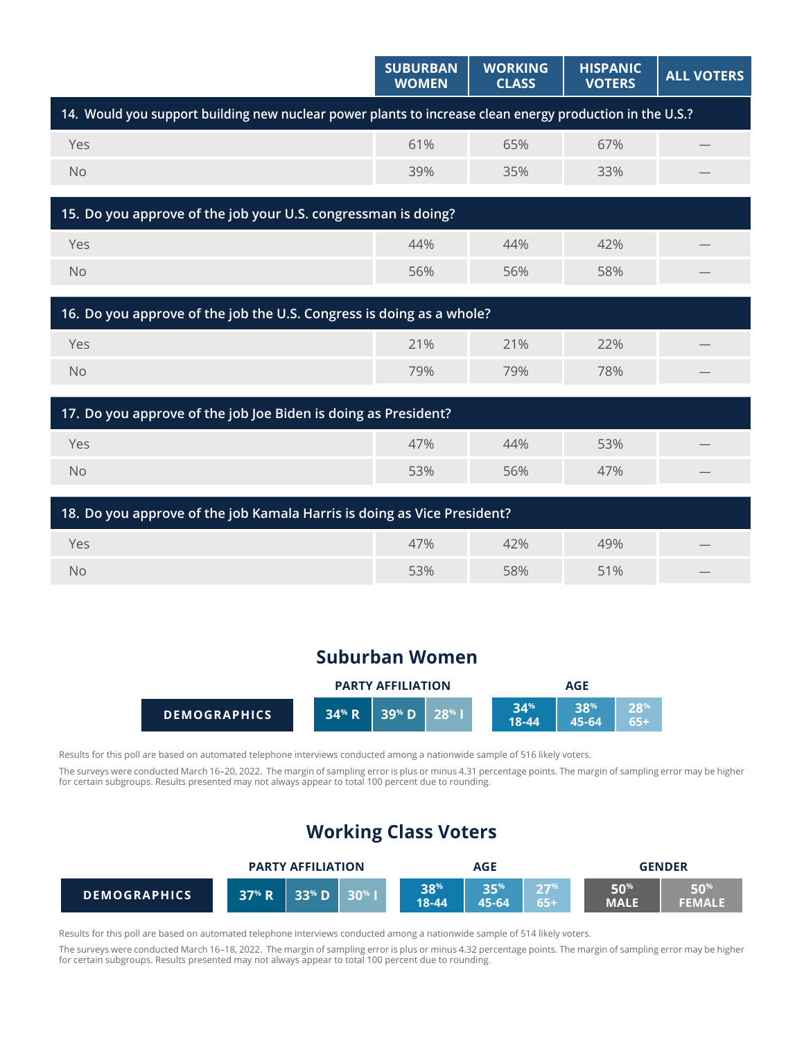| | SUBURBAN WOMEN | WORKING CLASS | HISPANIC VOTERS | ALL VOTERS |
|---|---|---|---|---|
| **14. Would you support building new nuclear power plants to increase clean energy production in the U.S.?** | | | | |
| Yes | 61% | 65% | 67% | — |
| No | 39% | 35% | 33% | — |
| **15. Do you approve of the job your U.S. congressman is doing?** | | | | |
| Yes | 44% | 44% | 42% | — |
| No | 56% | 56% | 58% | — |
| **16. Do you approve of the job the U.S. Congress is doing as a whole?** | | | | |
| Yes | 21% | 21% | 22% | — |
| No | 79% | 79% | 78% | — |
| **17. Do you approve of the job Joe Biden is doing as President?** | | | | |
| Yes | 47% | 44% | 53% | — |
| No | 53% | 56% | 47% | — |
| **18. Do you approve of the job Kamala Harris is doing as Vice President?** | | | | |
| Yes | 47% | 42% | 49% | — |
| No | 53% | 58% | 51% | — |

## Suburban Women

| | PARTY AFFILIATION | | | AGE | | |
|---|---|---|---|---|---|---|
| **DEMOGRAPHICS** | 34% R | 39% D | 28% I | 34% 18-44 | 38% 45-64 | 28% 65+ |

Results for this poll are based on automated telephone interviews conducted among a nationwide sample of 516 likely voters.

The surveys were conducted March 16–20, 2022. The margin of sampling error is plus or minus 4.31 percentage points. The margin of sampling error may be higher for certain subgroups. Results presented may not always appear to total 100 percent due to rounding.

## Working Class Voters

| | PARTY AFFILIATION | | | AGE | | | GENDER | |
|---|---|---|---|---|---|---|---|---|
| **DEMOGRAPHICS** | 37% R | 33% D | 30% I | 38% 18-44 | 35% 45-64 | 27% 65+ | 50% MALE | 50% FEMALE |

Results for this poll are based on automated telephone interviews conducted among a nationwide sample of 514 likely voters.

The surveys were conducted March 16–18, 2022. The margin of sampling error is plus or minus 4.32 percentage points. The margin of sampling error may be higher for certain subgroups. Results presented may not always appear to total 100 percent due to rounding.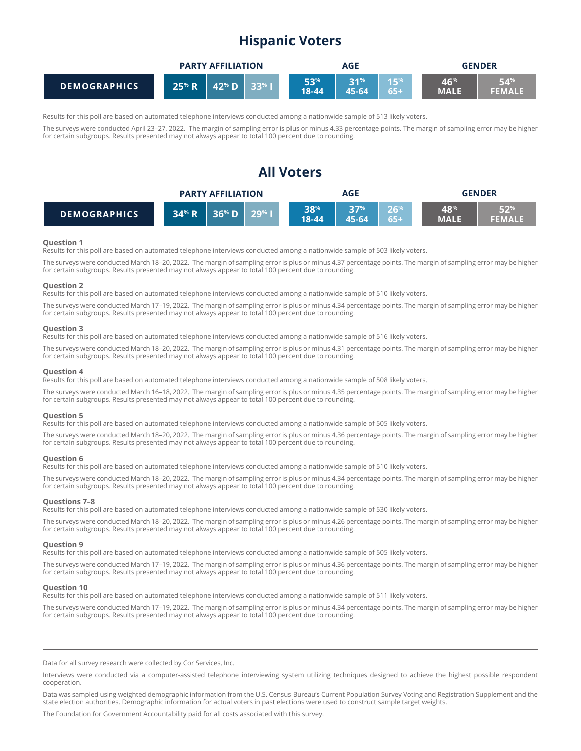## Hispanic Voters

| | PARTY AFFILIATION | | | AGE | | | GENDER | |
|---|---|---|---|---|---|---|---|---|
| **DEMOGRAPHICS** | 25% R | 42% D | 33% I | 53% 18-44 | 31% 45-64 | 15% 65+ | 46% MALE | 54% FEMALE |

Results for this poll are based on automated telephone interviews conducted among a nationwide sample of 513 likely voters.

The surveys were conducted April 23–27, 2022. The margin of sampling error is plus or minus 4.33 percentage points. The margin of sampling error may be higher for certain subgroups. Results presented may not always appear to total 100 percent due to rounding.

## All Voters

| | PARTY AFFILIATION | | | AGE | | | GENDER | |
|---|---|---|---|---|---|---|---|---|
| **DEMOGRAPHICS** | 34% R | 36% D | 29% I | 38% 18-44 | 37% 45-64 | 26% 65+ | 48% MALE | 52% FEMALE |

**Question 1**
Results for this poll are based on automated telephone interviews conducted among a nationwide sample of 503 likely voters.

The surveys were conducted March 18–20, 2022. The margin of sampling error is plus or minus 4.37 percentage points. The margin of sampling error may be higher for certain subgroups. Results presented may not always appear to total 100 percent due to rounding.

**Question 2**
Results for this poll are based on automated telephone interviews conducted among a nationwide sample of 510 likely voters.

The surveys were conducted March 17–19, 2022. The margin of sampling error is plus or minus 4.34 percentage points. The margin of sampling error may be higher for certain subgroups. Results presented may not always appear to total 100 percent due to rounding.

**Question 3**
Results for this poll are based on automated telephone interviews conducted among a nationwide sample of 516 likely voters.

The surveys were conducted March 18–20, 2022. The margin of sampling error is plus or minus 4.31 percentage points. The margin of sampling error may be higher for certain subgroups. Results presented may not always appear to total 100 percent due to rounding.

**Question 4**
Results for this poll are based on automated telephone interviews conducted among a nationwide sample of 508 likely voters.

The surveys were conducted March 16–18, 2022. The margin of sampling error is plus or minus 4.35 percentage points. The margin of sampling error may be higher for certain subgroups. Results presented may not always appear to total 100 percent due to rounding.

**Question 5**
Results for this poll are based on automated telephone interviews conducted among a nationwide sample of 505 likely voters.

The surveys were conducted March 18–20, 2022. The margin of sampling error is plus or minus 4.36 percentage points. The margin of sampling error may be higher for certain subgroups. Results presented may not always appear to total 100 percent due to rounding.

**Question 6**
Results for this poll are based on automated telephone interviews conducted among a nationwide sample of 510 likely voters.

The surveys were conducted March 18–20, 2022. The margin of sampling error is plus or minus 4.34 percentage points. The margin of sampling error may be higher for certain subgroups. Results presented may not always appear to total 100 percent due to rounding.

**Questions 7–8**
Results for this poll are based on automated telephone interviews conducted among a nationwide sample of 530 likely voters.

The surveys were conducted March 18–20, 2022. The margin of sampling error is plus or minus 4.26 percentage points. The margin of sampling error may be higher for certain subgroups. Results presented may not always appear to total 100 percent due to rounding.

**Question 9**
Results for this poll are based on automated telephone interviews conducted among a nationwide sample of 505 likely voters.

The surveys were conducted March 17–19, 2022. The margin of sampling error is plus or minus 4.36 percentage points. The margin of sampling error may be higher for certain subgroups. Results presented may not always appear to total 100 percent due to rounding.

**Question 10**
Results for this poll are based on automated telephone interviews conducted among a nationwide sample of 511 likely voters.

The surveys were conducted March 17–19, 2022. The margin of sampling error is plus or minus 4.34 percentage points. The margin of sampling error may be higher for certain subgroups. Results presented may not always appear to total 100 percent due to rounding.

---

Data for all survey research were collected by Cor Services, Inc.

Interviews were conducted via a computer-assisted telephone interviewing system utilizing techniques designed to achieve the highest possible respondent cooperation.

Data was sampled using weighted demographic information from the U.S. Census Bureau's Current Population Survey Voting and Registration Supplement and the state election authorities. Demographic information for actual voters in past elections were used to construct sample target weights.

The Foundation for Government Accountability paid for all costs associated with this survey.